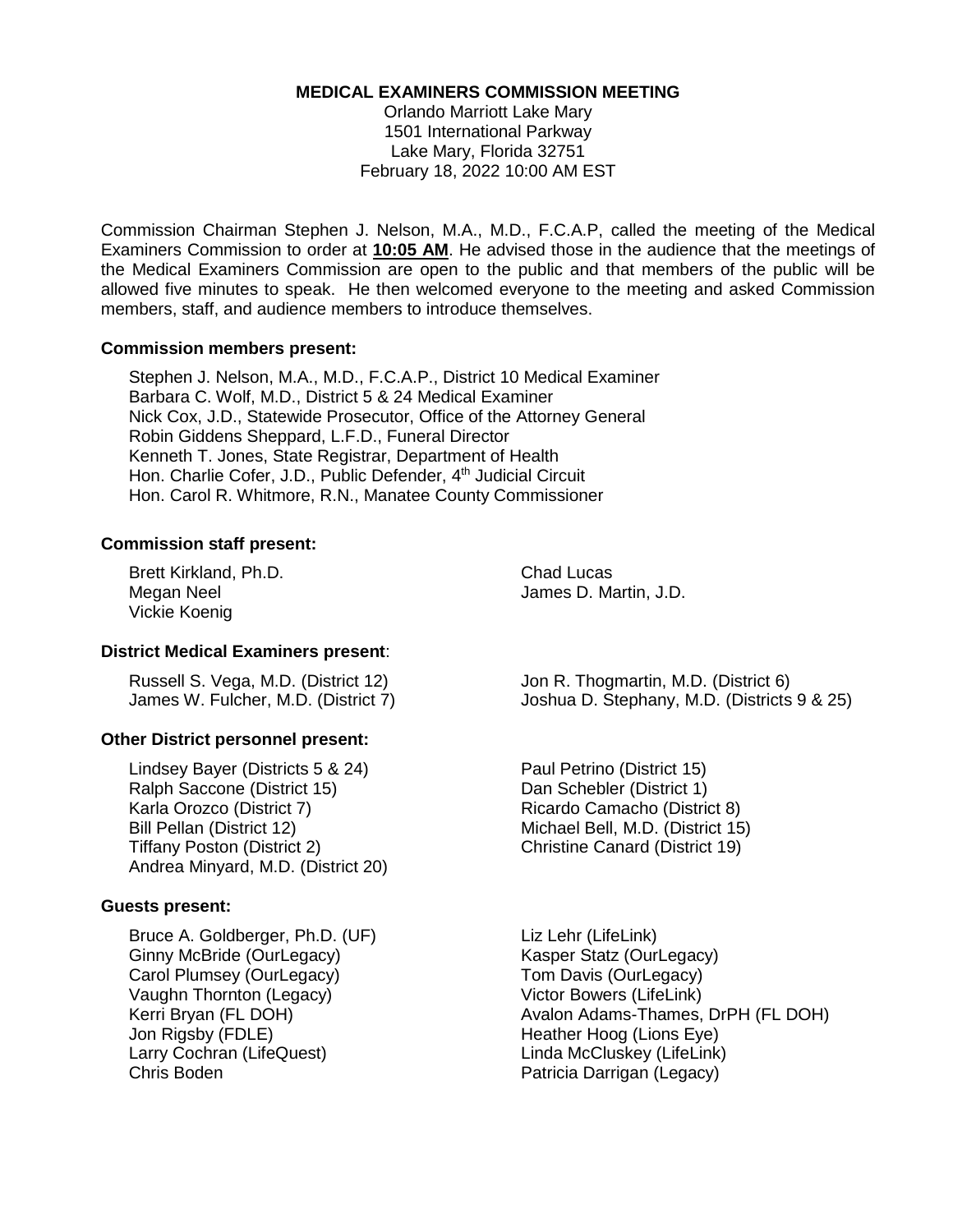**MEDICAL EXAMINERS COMMISSION MEETING**

Orlando Marriott Lake Mary
1501 International Parkway
Lake Mary, Florida 32751
February 18, 2022 10:00 AM EST

Commission Chairman Stephen J. Nelson, M.A., M.D., F.C.A.P, called the meeting of the Medical Examiners Commission to order at **10:05 AM**. He advised those in the audience that the meetings of the Medical Examiners Commission are open to the public and that members of the public will be allowed five minutes to speak. He then welcomed everyone to the meeting and asked Commission members, staff, and audience members to introduce themselves.

**Commission members present:**

Stephen J. Nelson, M.A., M.D., F.C.A.P., District 10 Medical Examiner
Barbara C. Wolf, M.D., District 5 & 24 Medical Examiner
Nick Cox, J.D., Statewide Prosecutor, Office of the Attorney General
Robin Giddens Sheppard, L.F.D., Funeral Director
Kenneth T. Jones, State Registrar, Department of Health
Hon. Charlie Cofer, J.D., Public Defender, 4th Judicial Circuit
Hon. Carol R. Whitmore, R.N., Manatee County Commissioner

**Commission staff present:**

Brett Kirkland, Ph.D.
Megan Neel
Vickie Koenig
Chad Lucas
James D. Martin, J.D.

**District Medical Examiners present**:

Russell S. Vega, M.D. (District 12)
James W. Fulcher, M.D. (District 7)
Jon R. Thogmartin, M.D. (District 6)
Joshua D. Stephany, M.D. (Districts 9 & 25)

**Other District personnel present:**

Lindsey Bayer (Districts 5 & 24)
Ralph Saccone (District 15)
Karla Orozco (District 7)
Bill Pellan (District 12)
Tiffany Poston (District 2)
Andrea Minyard, M.D. (District 20)
Paul Petrino (District 15)
Dan Schebler (District 1)
Ricardo Camacho (District 8)
Michael Bell, M.D. (District 15)
Christine Canard (District 19)

**Guests present:**

Bruce A. Goldberger, Ph.D. (UF)
Ginny McBride (OurLegacy)
Carol Plumsey (OurLegacy)
Vaughn Thornton (Legacy)
Kerri Bryan (FL DOH)
Jon Rigsby (FDLE)
Larry Cochran (LifeQuest)
Chris Boden
Liz Lehr (LifeLink)
Kasper Statz (OurLegacy)
Tom Davis (OurLegacy)
Victor Bowers (LifeLink)
Avalon Adams-Thames, DrPH (FL DOH)
Heather Hoog (Lions Eye)
Linda McCluskey (LifeLink)
Patricia Darrigan (Legacy)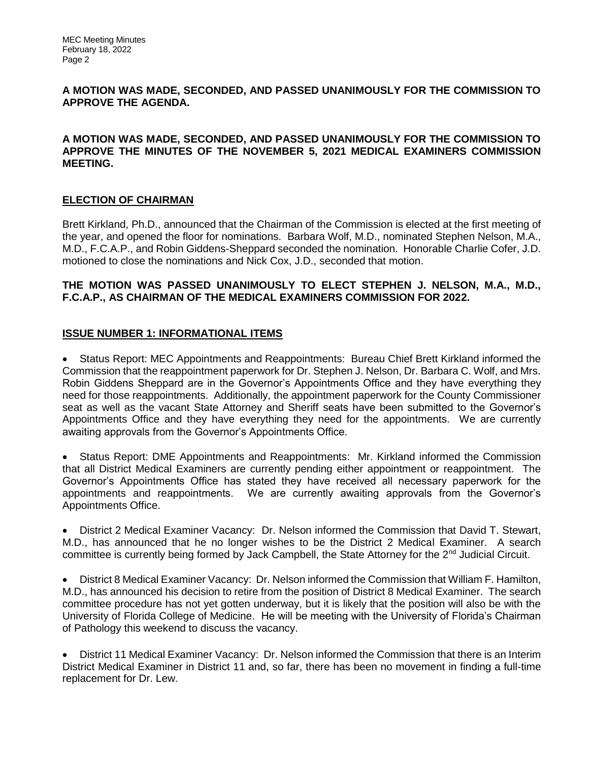**A MOTION WAS MADE, SECONDED, AND PASSED UNANIMOUSLY FOR THE COMMISSION TO APPROVE THE AGENDA.**

**A MOTION WAS MADE, SECONDED, AND PASSED UNANIMOUSLY FOR THE COMMISSION TO APPROVE THE MINUTES OF THE NOVEMBER 5, 2021 MEDICAL EXAMINERS COMMISSION MEETING.**

## **ELECTION OF CHAIRMAN**

Brett Kirkland, Ph.D., announced that the Chairman of the Commission is elected at the first meeting of the year, and opened the floor for nominations. Barbara Wolf, M.D., nominated Stephen Nelson, M.A., M.D., F.C.A.P., and Robin Giddens-Sheppard seconded the nomination. Honorable Charlie Cofer, J.D. motioned to close the nominations and Nick Cox, J.D., seconded that motion.

**THE MOTION WAS PASSED UNANIMOUSLY TO ELECT STEPHEN J. NELSON, M.A., M.D., F.C.A.P., AS CHAIRMAN OF THE MEDICAL EXAMINERS COMMISSION FOR 2022.**

## **ISSUE NUMBER 1: INFORMATIONAL ITEMS**

- Status Report: MEC Appointments and Reappointments: Bureau Chief Brett Kirkland informed the Commission that the reappointment paperwork for Dr. Stephen J. Nelson, Dr. Barbara C. Wolf, and Mrs. Robin Giddens Sheppard are in the Governor's Appointments Office and they have everything they need for those reappointments. Additionally, the appointment paperwork for the County Commissioner seat as well as the vacant State Attorney and Sheriff seats have been submitted to the Governor's Appointments Office and they have everything they need for the appointments. We are currently awaiting approvals from the Governor's Appointments Office.

- Status Report: DME Appointments and Reappointments: Mr. Kirkland informed the Commission that all District Medical Examiners are currently pending either appointment or reappointment. The Governor's Appointments Office has stated they have received all necessary paperwork for the appointments and reappointments. We are currently awaiting approvals from the Governor's Appointments Office.

- District 2 Medical Examiner Vacancy: Dr. Nelson informed the Commission that David T. Stewart, M.D., has announced that he no longer wishes to be the District 2 Medical Examiner. A search committee is currently being formed by Jack Campbell, the State Attorney for the 2nd Judicial Circuit.

- District 8 Medical Examiner Vacancy: Dr. Nelson informed the Commission that William F. Hamilton, M.D., has announced his decision to retire from the position of District 8 Medical Examiner. The search committee procedure has not yet gotten underway, but it is likely that the position will also be with the University of Florida College of Medicine. He will be meeting with the University of Florida's Chairman of Pathology this weekend to discuss the vacancy.

- District 11 Medical Examiner Vacancy: Dr. Nelson informed the Commission that there is an Interim District Medical Examiner in District 11 and, so far, there has been no movement in finding a full-time replacement for Dr. Lew.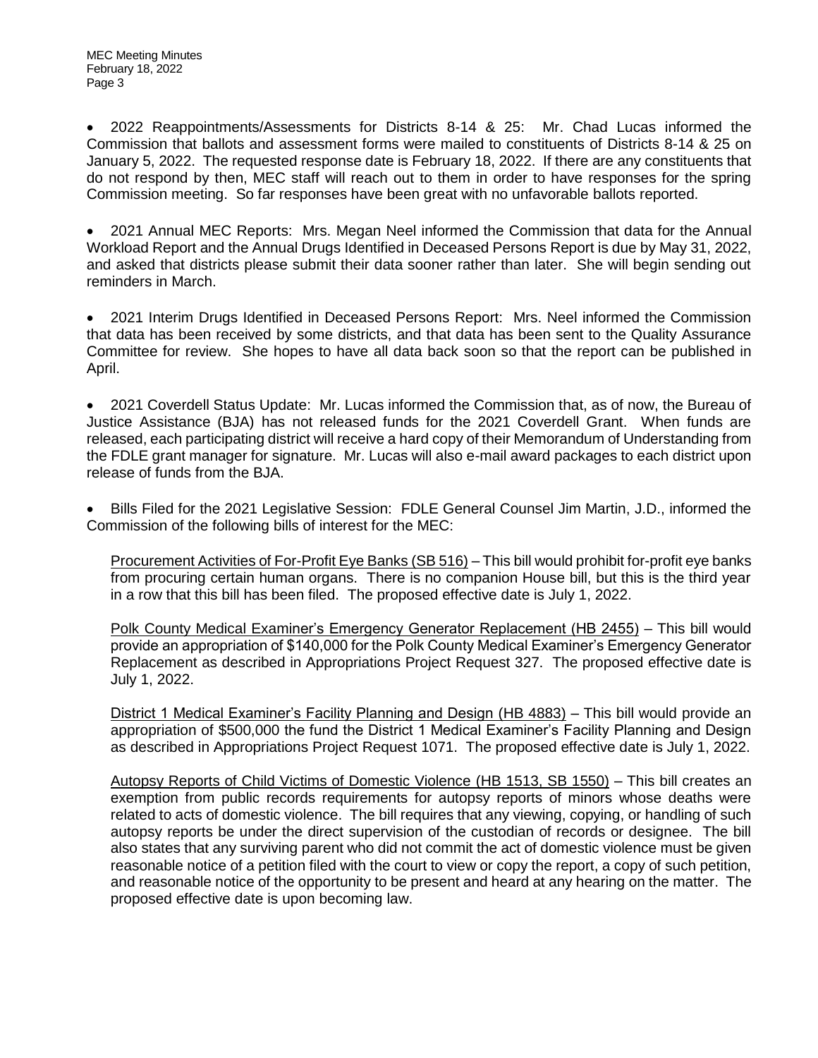- 2022 Reappointments/Assessments for Districts 8-14 & 25: Mr. Chad Lucas informed the Commission that ballots and assessment forms were mailed to constituents of Districts 8-14 & 25 on January 5, 2022. The requested response date is February 18, 2022. If there are any constituents that do not respond by then, MEC staff will reach out to them in order to have responses for the spring Commission meeting. So far responses have been great with no unfavorable ballots reported.

- 2021 Annual MEC Reports: Mrs. Megan Neel informed the Commission that data for the Annual Workload Report and the Annual Drugs Identified in Deceased Persons Report is due by May 31, 2022, and asked that districts please submit their data sooner rather than later. She will begin sending out reminders in March.

- 2021 Interim Drugs Identified in Deceased Persons Report: Mrs. Neel informed the Commission that data has been received by some districts, and that data has been sent to the Quality Assurance Committee for review. She hopes to have all data back soon so that the report can be published in April.

- 2021 Coverdell Status Update: Mr. Lucas informed the Commission that, as of now, the Bureau of Justice Assistance (BJA) has not released funds for the 2021 Coverdell Grant. When funds are released, each participating district will receive a hard copy of their Memorandum of Understanding from the FDLE grant manager for signature. Mr. Lucas will also e-mail award packages to each district upon release of funds from the BJA.

- Bills Filed for the 2021 Legislative Session: FDLE General Counsel Jim Martin, J.D., informed the Commission of the following bills of interest for the MEC:

  <u>Procurement Activities of For-Profit Eye Banks (SB 516)</u> – This bill would prohibit for-profit eye banks from procuring certain human organs. There is no companion House bill, but this is the third year in a row that this bill has been filed. The proposed effective date is July 1, 2022.

  <u>Polk County Medical Examiner's Emergency Generator Replacement (HB 2455)</u> – This bill would provide an appropriation of $140,000 for the Polk County Medical Examiner's Emergency Generator Replacement as described in Appropriations Project Request 327. The proposed effective date is July 1, 2022.

  <u>District 1 Medical Examiner's Facility Planning and Design (HB 4883)</u> – This bill would provide an appropriation of $500,000 the fund the District 1 Medical Examiner's Facility Planning and Design as described in Appropriations Project Request 1071. The proposed effective date is July 1, 2022.

  <u>Autopsy Reports of Child Victims of Domestic Violence (HB 1513, SB 1550)</u> – This bill creates an exemption from public records requirements for autopsy reports of minors whose deaths were related to acts of domestic violence. The bill requires that any viewing, copying, or handling of such autopsy reports be under the direct supervision of the custodian of records or designee. The bill also states that any surviving parent who did not commit the act of domestic violence must be given reasonable notice of a petition filed with the court to view or copy the report, a copy of such petition, and reasonable notice of the opportunity to be present and heard at any hearing on the matter. The proposed effective date is upon becoming law.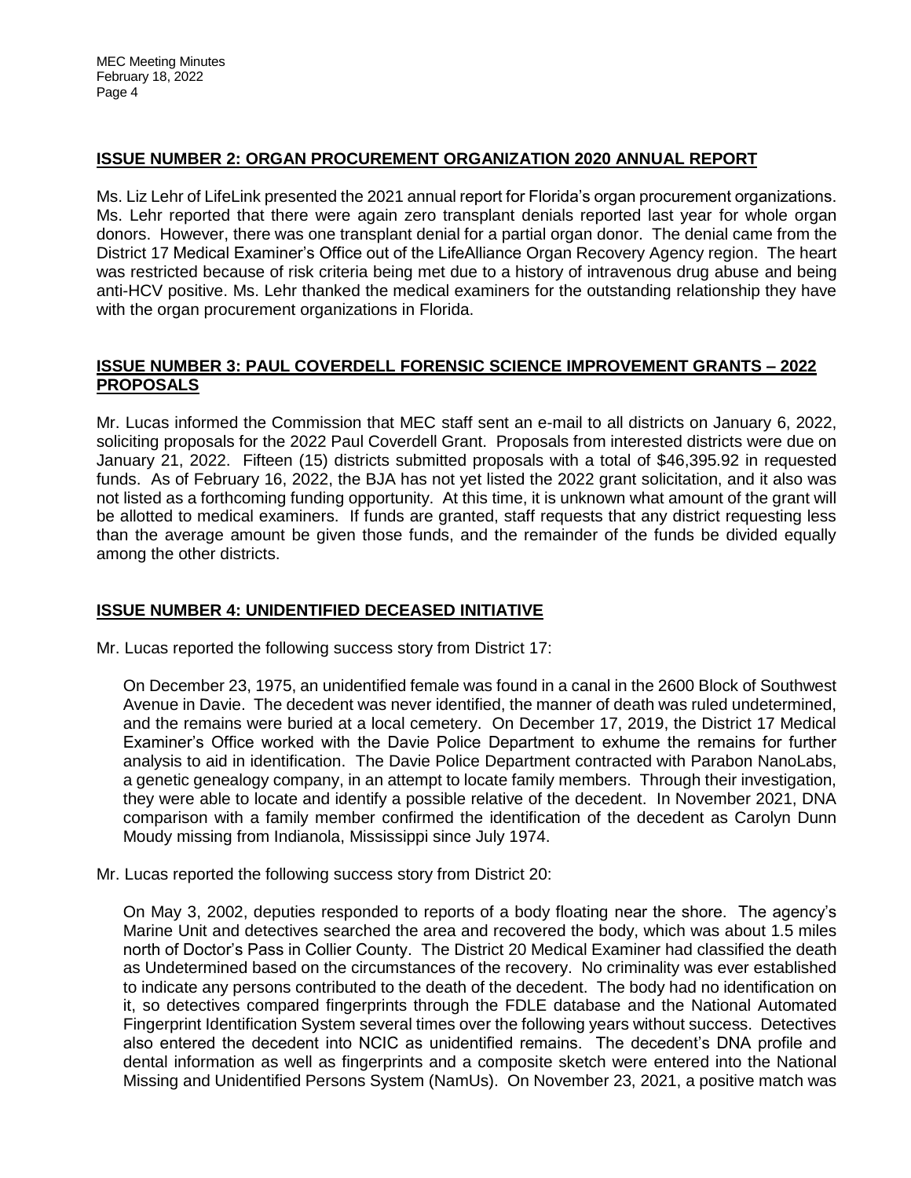## ISSUE NUMBER 2: ORGAN PROCUREMENT ORGANIZATION 2020 ANNUAL REPORT

Ms. Liz Lehr of LifeLink presented the 2021 annual report for Florida's organ procurement organizations. Ms. Lehr reported that there were again zero transplant denials reported last year for whole organ donors. However, there was one transplant denial for a partial organ donor. The denial came from the District 17 Medical Examiner's Office out of the LifeAlliance Organ Recovery Agency region. The heart was restricted because of risk criteria being met due to a history of intravenous drug abuse and being anti-HCV positive. Ms. Lehr thanked the medical examiners for the outstanding relationship they have with the organ procurement organizations in Florida.

## ISSUE NUMBER 3: PAUL COVERDELL FORENSIC SCIENCE IMPROVEMENT GRANTS – 2022 PROPOSALS

Mr. Lucas informed the Commission that MEC staff sent an e-mail to all districts on January 6, 2022, soliciting proposals for the 2022 Paul Coverdell Grant. Proposals from interested districts were due on January 21, 2022. Fifteen (15) districts submitted proposals with a total of $46,395.92 in requested funds. As of February 16, 2022, the BJA has not yet listed the 2022 grant solicitation, and it also was not listed as a forthcoming funding opportunity. At this time, it is unknown what amount of the grant will be allotted to medical examiners. If funds are granted, staff requests that any district requesting less than the average amount be given those funds, and the remainder of the funds be divided equally among the other districts.

## ISSUE NUMBER 4: UNIDENTIFIED DECEASED INITIATIVE

Mr. Lucas reported the following success story from District 17:

> On December 23, 1975, an unidentified female was found in a canal in the 2600 Block of Southwest Avenue in Davie. The decedent was never identified, the manner of death was ruled undetermined, and the remains were buried at a local cemetery. On December 17, 2019, the District 17 Medical Examiner's Office worked with the Davie Police Department to exhume the remains for further analysis to aid in identification. The Davie Police Department contracted with Parabon NanoLabs, a genetic genealogy company, in an attempt to locate family members. Through their investigation, they were able to locate and identify a possible relative of the decedent. In November 2021, DNA comparison with a family member confirmed the identification of the decedent as Carolyn Dunn Moudy missing from Indianola, Mississippi since July 1974.

Mr. Lucas reported the following success story from District 20:

> On May 3, 2002, deputies responded to reports of a body floating near the shore. The agency's Marine Unit and detectives searched the area and recovered the body, which was about 1.5 miles north of Doctor's Pass in Collier County. The District 20 Medical Examiner had classified the death as Undetermined based on the circumstances of the recovery. No criminality was ever established to indicate any persons contributed to the death of the decedent. The body had no identification on it, so detectives compared fingerprints through the FDLE database and the National Automated Fingerprint Identification System several times over the following years without success. Detectives also entered the decedent into NCIC as unidentified remains. The decedent's DNA profile and dental information as well as fingerprints and a composite sketch were entered into the National Missing and Unidentified Persons System (NamUs). On November 23, 2021, a positive match was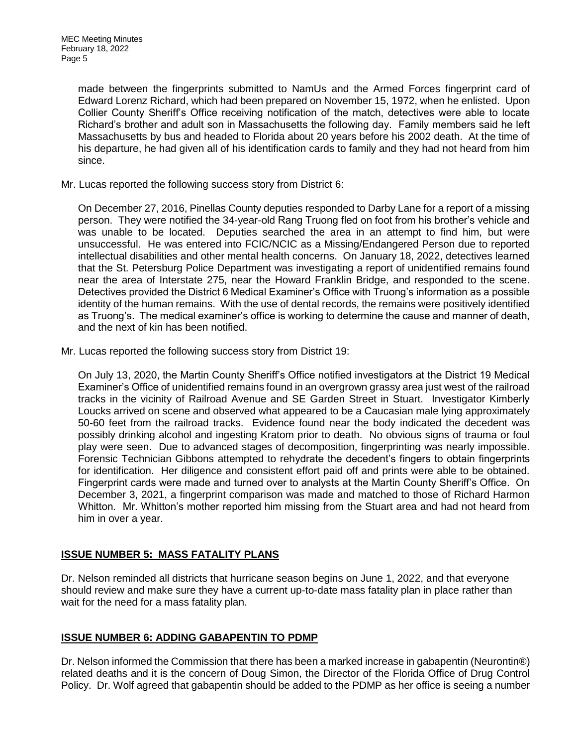made between the fingerprints submitted to NamUs and the Armed Forces fingerprint card of Edward Lorenz Richard, which had been prepared on November 15, 1972, when he enlisted. Upon Collier County Sheriff's Office receiving notification of the match, detectives were able to locate Richard's brother and adult son in Massachusetts the following day. Family members said he left Massachusetts by bus and headed to Florida about 20 years before his 2002 death. At the time of his departure, he had given all of his identification cards to family and they had not heard from him since.

Mr. Lucas reported the following success story from District 6:

On December 27, 2016, Pinellas County deputies responded to Darby Lane for a report of a missing person. They were notified the 34-year-old Rang Truong fled on foot from his brother's vehicle and was unable to be located. Deputies searched the area in an attempt to find him, but were unsuccessful. He was entered into FCIC/NCIC as a Missing/Endangered Person due to reported intellectual disabilities and other mental health concerns. On January 18, 2022, detectives learned that the St. Petersburg Police Department was investigating a report of unidentified remains found near the area of Interstate 275, near the Howard Franklin Bridge, and responded to the scene. Detectives provided the District 6 Medical Examiner's Office with Truong's information as a possible identity of the human remains. With the use of dental records, the remains were positively identified as Truong's. The medical examiner's office is working to determine the cause and manner of death, and the next of kin has been notified.

Mr. Lucas reported the following success story from District 19:

On July 13, 2020, the Martin County Sheriff's Office notified investigators at the District 19 Medical Examiner's Office of unidentified remains found in an overgrown grassy area just west of the railroad tracks in the vicinity of Railroad Avenue and SE Garden Street in Stuart. Investigator Kimberly Loucks arrived on scene and observed what appeared to be a Caucasian male lying approximately 50-60 feet from the railroad tracks. Evidence found near the body indicated the decedent was possibly drinking alcohol and ingesting Kratom prior to death. No obvious signs of trauma or foul play were seen. Due to advanced stages of decomposition, fingerprinting was nearly impossible. Forensic Technician Gibbons attempted to rehydrate the decedent's fingers to obtain fingerprints for identification. Her diligence and consistent effort paid off and prints were able to be obtained. Fingerprint cards were made and turned over to analysts at the Martin County Sheriff's Office. On December 3, 2021, a fingerprint comparison was made and matched to those of Richard Harmon Whitton. Mr. Whitton's mother reported him missing from the Stuart area and had not heard from him in over a year.

## ISSUE NUMBER 5: MASS FATALITY PLANS

Dr. Nelson reminded all districts that hurricane season begins on June 1, 2022, and that everyone should review and make sure they have a current up-to-date mass fatality plan in place rather than wait for the need for a mass fatality plan.

## ISSUE NUMBER 6: ADDING GABAPENTIN TO PDMP

Dr. Nelson informed the Commission that there has been a marked increase in gabapentin (Neurontin®) related deaths and it is the concern of Doug Simon, the Director of the Florida Office of Drug Control Policy. Dr. Wolf agreed that gabapentin should be added to the PDMP as her office is seeing a number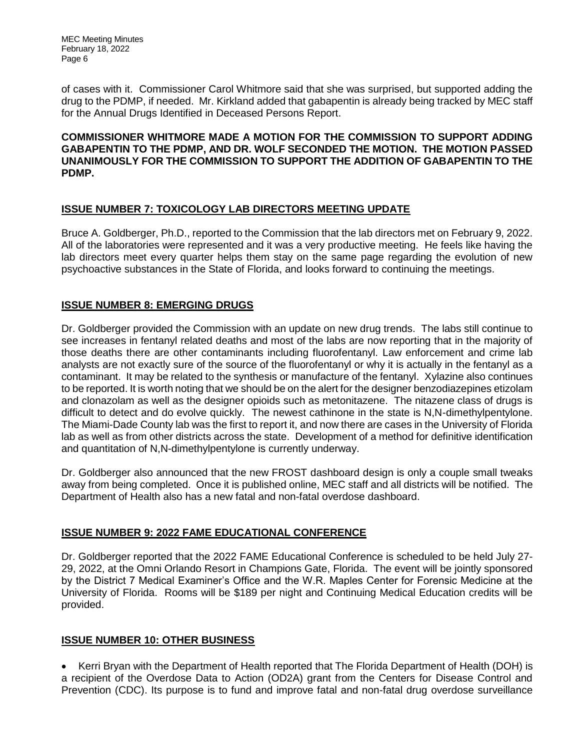of cases with it. Commissioner Carol Whitmore said that she was surprised, but supported adding the drug to the PDMP, if needed. Mr. Kirkland added that gabapentin is already being tracked by MEC staff for the Annual Drugs Identified in Deceased Persons Report.

**COMMISSIONER WHITMORE MADE A MOTION FOR THE COMMISSION TO SUPPORT ADDING GABAPENTIN TO THE PDMP, AND DR. WOLF SECONDED THE MOTION. THE MOTION PASSED UNANIMOUSLY FOR THE COMMISSION TO SUPPORT THE ADDITION OF GABAPENTIN TO THE PDMP.**

## ISSUE NUMBER 7: TOXICOLOGY LAB DIRECTORS MEETING UPDATE

Bruce A. Goldberger, Ph.D., reported to the Commission that the lab directors met on February 9, 2022. All of the laboratories were represented and it was a very productive meeting. He feels like having the lab directors meet every quarter helps them stay on the same page regarding the evolution of new psychoactive substances in the State of Florida, and looks forward to continuing the meetings.

## ISSUE NUMBER 8: EMERGING DRUGS

Dr. Goldberger provided the Commission with an update on new drug trends. The labs still continue to see increases in fentanyl related deaths and most of the labs are now reporting that in the majority of those deaths there are other contaminants including fluorofentanyl. Law enforcement and crime lab analysts are not exactly sure of the source of the fluorofentanyl or why it is actually in the fentanyl as a contaminant. It may be related to the synthesis or manufacture of the fentanyl. Xylazine also continues to be reported. It is worth noting that we should be on the alert for the designer benzodiazepines etizolam and clonazolam as well as the designer opioids such as metonitazene. The nitazene class of drugs is difficult to detect and do evolve quickly. The newest cathinone in the state is N,N-dimethylpentylone. The Miami-Dade County lab was the first to report it, and now there are cases in the University of Florida lab as well as from other districts across the state. Development of a method for definitive identification and quantitation of N,N-dimethylpentylone is currently underway.

Dr. Goldberger also announced that the new FROST dashboard design is only a couple small tweaks away from being completed. Once it is published online, MEC staff and all districts will be notified. The Department of Health also has a new fatal and non-fatal overdose dashboard.

## ISSUE NUMBER 9: 2022 FAME EDUCATIONAL CONFERENCE

Dr. Goldberger reported that the 2022 FAME Educational Conference is scheduled to be held July 27-29, 2022, at the Omni Orlando Resort in Champions Gate, Florida. The event will be jointly sponsored by the District 7 Medical Examiner's Office and the W.R. Maples Center for Forensic Medicine at the University of Florida. Rooms will be $189 per night and Continuing Medical Education credits will be provided.

## ISSUE NUMBER 10: OTHER BUSINESS

- Kerri Bryan with the Department of Health reported that The Florida Department of Health (DOH) is a recipient of the Overdose Data to Action (OD2A) grant from the Centers for Disease Control and Prevention (CDC). Its purpose is to fund and improve fatal and non-fatal drug overdose surveillance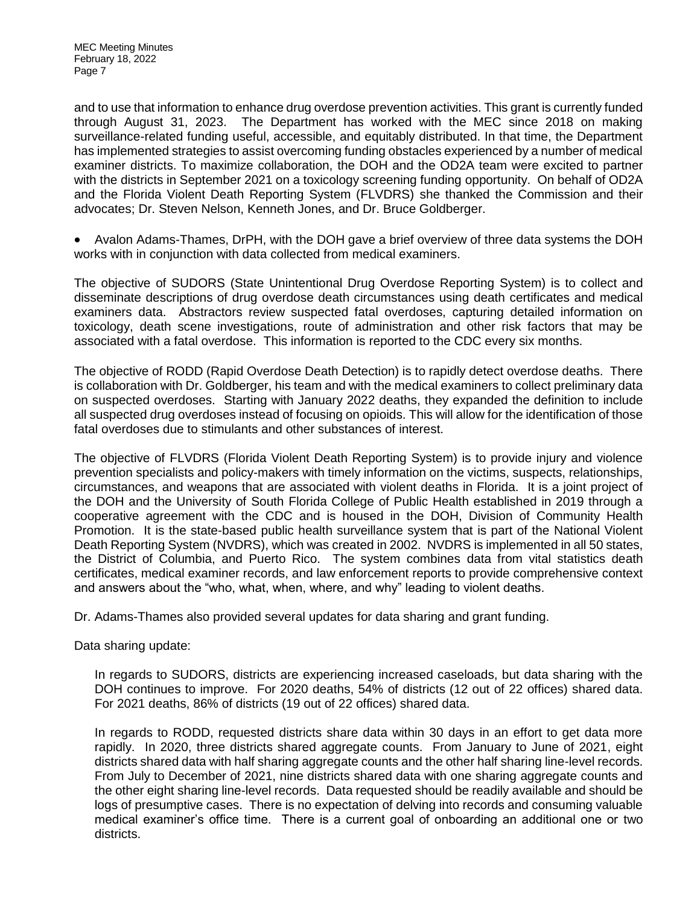and to use that information to enhance drug overdose prevention activities. This grant is currently funded through August 31, 2023. The Department has worked with the MEC since 2018 on making surveillance-related funding useful, accessible, and equitably distributed. In that time, the Department has implemented strategies to assist overcoming funding obstacles experienced by a number of medical examiner districts. To maximize collaboration, the DOH and the OD2A team were excited to partner with the districts in September 2021 on a toxicology screening funding opportunity. On behalf of OD2A and the Florida Violent Death Reporting System (FLVDRS) she thanked the Commission and their advocates; Dr. Steven Nelson, Kenneth Jones, and Dr. Bruce Goldberger.

- Avalon Adams-Thames, DrPH, with the DOH gave a brief overview of three data systems the DOH works with in conjunction with data collected from medical examiners.

The objective of SUDORS (State Unintentional Drug Overdose Reporting System) is to collect and disseminate descriptions of drug overdose death circumstances using death certificates and medical examiners data. Abstractors review suspected fatal overdoses, capturing detailed information on toxicology, death scene investigations, route of administration and other risk factors that may be associated with a fatal overdose. This information is reported to the CDC every six months.

The objective of RODD (Rapid Overdose Death Detection) is to rapidly detect overdose deaths. There is collaboration with Dr. Goldberger, his team and with the medical examiners to collect preliminary data on suspected overdoses. Starting with January 2022 deaths, they expanded the definition to include all suspected drug overdoses instead of focusing on opioids. This will allow for the identification of those fatal overdoses due to stimulants and other substances of interest.

The objective of FLVDRS (Florida Violent Death Reporting System) is to provide injury and violence prevention specialists and policy-makers with timely information on the victims, suspects, relationships, circumstances, and weapons that are associated with violent deaths in Florida. It is a joint project of the DOH and the University of South Florida College of Public Health established in 2019 through a cooperative agreement with the CDC and is housed in the DOH, Division of Community Health Promotion. It is the state-based public health surveillance system that is part of the National Violent Death Reporting System (NVDRS), which was created in 2002. NVDRS is implemented in all 50 states, the District of Columbia, and Puerto Rico. The system combines data from vital statistics death certificates, medical examiner records, and law enforcement reports to provide comprehensive context and answers about the "who, what, when, where, and why" leading to violent deaths.

Dr. Adams-Thames also provided several updates for data sharing and grant funding.

Data sharing update:

In regards to SUDORS, districts are experiencing increased caseloads, but data sharing with the DOH continues to improve. For 2020 deaths, 54% of districts (12 out of 22 offices) shared data. For 2021 deaths, 86% of districts (19 out of 22 offices) shared data.

In regards to RODD, requested districts share data within 30 days in an effort to get data more rapidly. In 2020, three districts shared aggregate counts. From January to June of 2021, eight districts shared data with half sharing aggregate counts and the other half sharing line-level records. From July to December of 2021, nine districts shared data with one sharing aggregate counts and the other eight sharing line-level records. Data requested should be readily available and should be logs of presumptive cases. There is no expectation of delving into records and consuming valuable medical examiner's office time. There is a current goal of onboarding an additional one or two districts.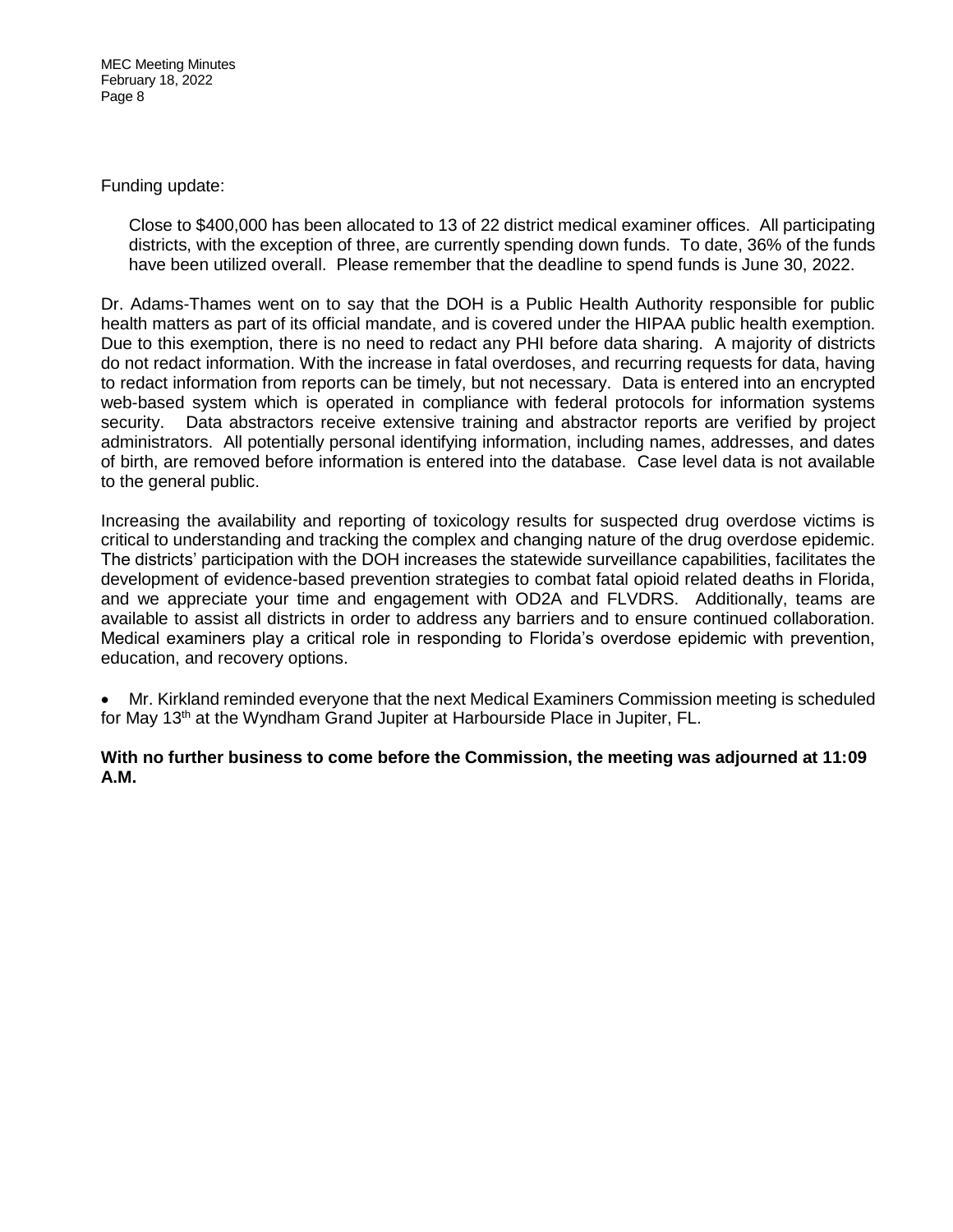Funding update:

Close to $400,000 has been allocated to 13 of 22 district medical examiner offices. All participating districts, with the exception of three, are currently spending down funds. To date, 36% of the funds have been utilized overall. Please remember that the deadline to spend funds is June 30, 2022.

Dr. Adams-Thames went on to say that the DOH is a Public Health Authority responsible for public health matters as part of its official mandate, and is covered under the HIPAA public health exemption. Due to this exemption, there is no need to redact any PHI before data sharing. A majority of districts do not redact information. With the increase in fatal overdoses, and recurring requests for data, having to redact information from reports can be timely, but not necessary. Data is entered into an encrypted web-based system which is operated in compliance with federal protocols for information systems security. Data abstractors receive extensive training and abstractor reports are verified by project administrators. All potentially personal identifying information, including names, addresses, and dates of birth, are removed before information is entered into the database. Case level data is not available to the general public.

Increasing the availability and reporting of toxicology results for suspected drug overdose victims is critical to understanding and tracking the complex and changing nature of the drug overdose epidemic. The districts' participation with the DOH increases the statewide surveillance capabilities, facilitates the development of evidence-based prevention strategies to combat fatal opioid related deaths in Florida, and we appreciate your time and engagement with OD2A and FLVDRS. Additionally, teams are available to assist all districts in order to address any barriers and to ensure continued collaboration. Medical examiners play a critical role in responding to Florida's overdose epidemic with prevention, education, and recovery options.

- Mr. Kirkland reminded everyone that the next Medical Examiners Commission meeting is scheduled for May 13th at the Wyndham Grand Jupiter at Harbourside Place in Jupiter, FL.

**With no further business to come before the Commission, the meeting was adjourned at 11:09 A.M.**